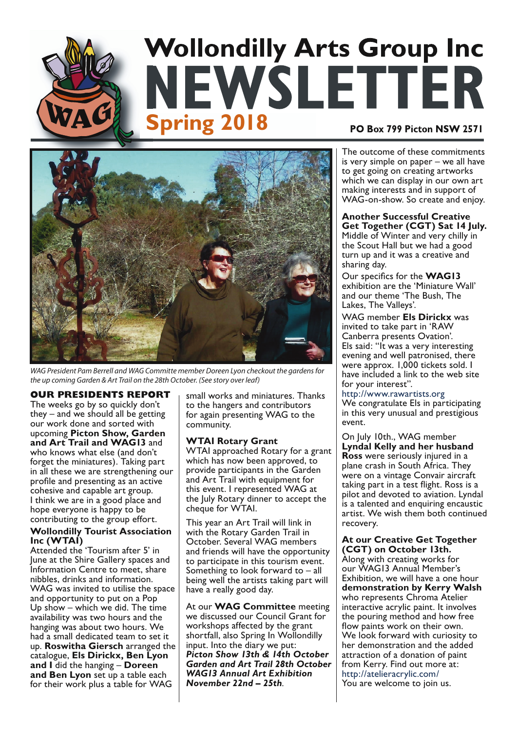# Wollondilly Arts Group Inc NEWSLETTER

## Spring 2018

**PO Box 799 Picton NSW 2571**

*WAG President Pam Berrell and WAG Committe member Doreen Lyon checkout the gardens for the up coming Garden & Art Trail on the 28th October. (See story over leaf)*

### OUR PRESIDENTS REPORT

The weeks go by so quickly don't they – and we should all be getting our work done and sorted with upcoming **Picton Show, Garden and Art Trail and WAG13** and who knows what else (and don't forget the miniatures). Taking part in all these we are strengthening our profile and presenting as an active cohesive and capable art group. I think we are in a good place and hope everyone is happy to be contributing to the group effort.

### Wollondilly Tourist Association Inc (WTAI)

Attended the 'Tourism after 5' in June at the Shire Gallery spaces and Information Centre to meet, share nibbles, drinks and information. WAG was invited to utilise the space and opportunity to put on a Pop Up show – which we did. The time availability was two hours and the hanging was about two hours. We had a small dedicated team to set it up. **Roswitha Giersch** arranged the catalogue, **Els Dirickx, Ben Lyon and I** did the hanging – **Doreen and Ben Lyon** set up a table each for their work plus a table for WAG small works and miniatures. Thanks to the hangers and contributors for again presenting WAG to the community.

### WTAI Rotary Grant

WTAI approached Rotary for a grant which has now been approved, to provide participants in the Garden and Art Trail with equipment for this event. I represented WAG at the July Rotary dinner to accept the cheque for WTAI.

This year an Art Trail will link in with the Rotary Garden Trail in October. Several WAG members and friends will have the opportunity to participate in this tourism event. Something to look forward to – all being well the artists taking part will have a really good day.

At our **WAG Committee** meeting we discussed our Council Grant for workshops affected by the grant shortfall, also Spring In Wollondilly input. Into the diary we put:
***Picton Show 13th & 14th October***
***Garden and Art Trail 28th October***
***WAG13 Annual Art Exhibition November 22nd – 25th***.

The outcome of these commitments is very simple on paper – we all have to get going on creating artworks which we can display in our own art making interests and in support of WAG-on-show. So create and enjoy.

**Another Successful Creative Get Together (CGT) Sat 14 July.** Middle of Winter and very chilly in the Scout Hall but we had a good turn up and it was a creative and sharing day.

Our specifics for the **WAG13** exhibition are the 'Miniature Wall' and our theme 'The Bush, The Lakes, The Valleys'.

WAG member **Els Dirickx** was invited to take part in 'RAW Canberra presents Ovation'. Els said: "It was a very interesting evening and well patronised, there were approx. 1,000 tickets sold. I have included a link to the web site for your interest".
http://www.rawartists.org
We congratulate Els in participating in this very unusual and prestigious event.

On July 10th., WAG member **Lyndal Kelly and her husband Ross** were seriously injured in a plane crash in South Africa. They were on a vintage Convair aircraft taking part in a test flight. Ross is a pilot and devoted to aviation. Lyndal is a talented and enquiring encaustic artist. We wish them both continued recovery.

**At our Creative Get Together (CGT) on October 13th.**
Along with creating works for our WAG13 Annual Member's Exhibition, we will have a one hour **demonstration by Kerry Walsh** who represents Chroma Atelier interactive acrylic paint. It involves the pouring method and how free flow paints work on their own. We look forward with curiosity to her demonstration and the added attraction of a donation of paint from Kerry. Find out more at:
http://atelieracrylic.com/
You are welcome to join us.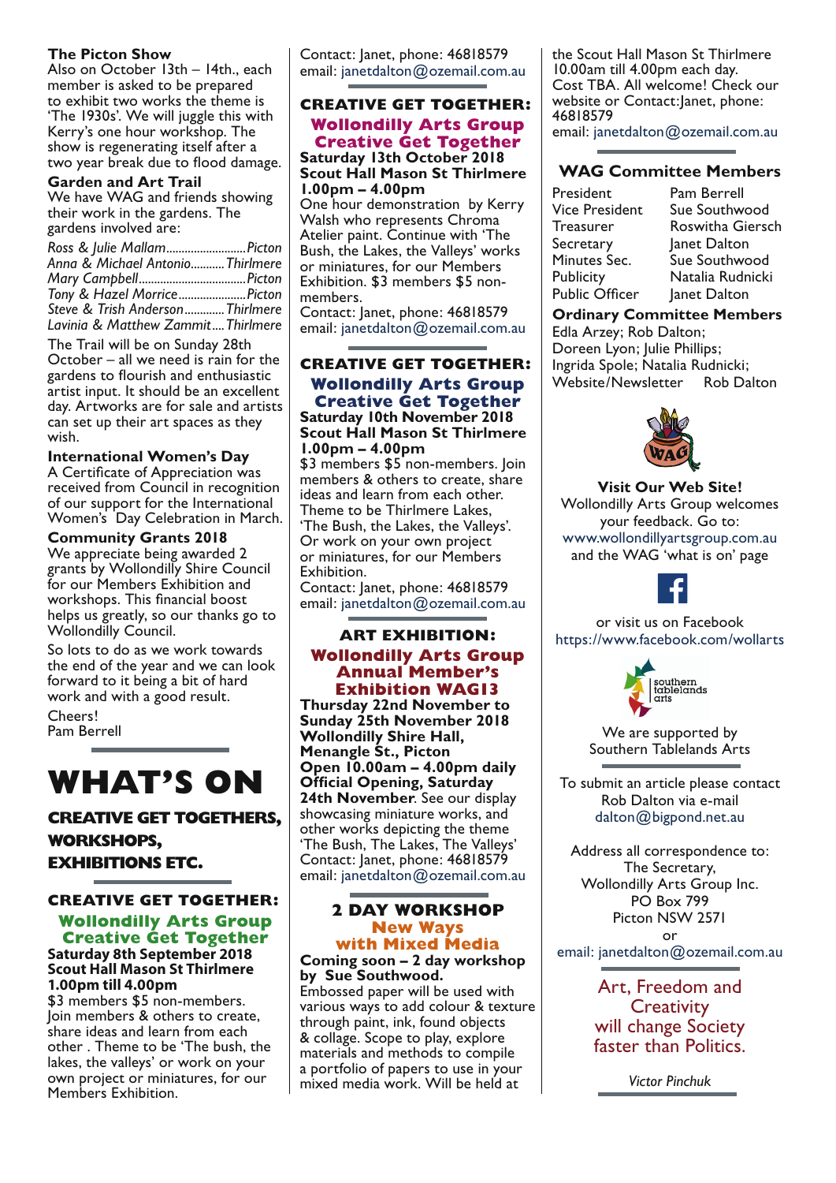**The Picton Show**
Also on October 13th – 14th., each member is asked to be prepared to exhibit two works the theme is 'The 1930s'. We will juggle this with Kerry's one hour workshop. The show is regenerating itself after a two year break due to flood damage.

**Garden and Art Trail**
We have WAG and friends showing their work in the gardens. The gardens involved are:

*Ross & Julie Mallam..........................Picton*
*Anna & Michael Antonio...........Thirlmere*
*Mary Campbell..................................Picton*
*Tony & Hazel Morrice......................Picton*
*Steve & Trish Anderson.............Thirlmere*
*Lavinia & Matthew Zammit.....Thirlmere*

The Trail will be on Sunday 28th October – all we need is rain for the gardens to flourish and enthusiastic artist input. It should be an excellent day. Artworks are for sale and artists can set up their art spaces as they wish.

**International Women's Day**
A Certificate of Appreciation was received from Council in recognition of our support for the International Women's Day Celebration in March.

**Community Grants 2018**
We appreciate being awarded 2 grants by Wollondilly Shire Council for our Members Exhibition and workshops. This financial boost helps us greatly, so our thanks go to Wollondilly Council.

So lots to do as we work towards the end of the year and we can look forward to it being a bit of hard work and with a good result.

Cheers!
Pam Berrell

# WHAT'S ON

## CREATIVE GET TOGETHERS, WORKSHOPS, EXHIBITIONS ETC.

### CREATIVE GET TOGETHER:

**Wollondilly Arts Group Creative Get Together**
**Saturday 8th September 2018**
**Scout Hall Mason St Thirlmere**
**1.00pm till 4.00pm**
$3 members $5 non-members. Join members & others to create, share ideas and learn from each other . Theme to be 'The bush, the lakes, the valleys' or work on your own project or miniatures, for our Members Exhibition.
Contact: Janet, phone: 46818579
email: janetdalton@ozemail.com.au

### CREATIVE GET TOGETHER:

**Wollondilly Arts Group Creative Get Together**
**Saturday 13th October 2018**
**Scout Hall Mason St Thirlmere**
**1.00pm – 4.00pm**
One hour demonstration by Kerry Walsh who represents Chroma Atelier paint. Continue with 'The Bush, the Lakes, the Valleys' works or miniatures, for our Members Exhibition. $3 members $5 non-members.
Contact: Janet, phone: 46818579
email: janetdalton@ozemail.com.au

### CREATIVE GET TOGETHER:

**Wollondilly Arts Group Creative Get Together**
**Saturday 10th November 2018**
**Scout Hall Mason St Thirlmere**
**1.00pm – 4.00pm**
$3 members $5 non-members. Join members & others to create, share ideas and learn from each other. Theme to be Thirlmere Lakes, 'The Bush, the Lakes, the Valleys'. Or work on your own project or miniatures, for our Members Exhibition.
Contact: Janet, phone: 46818579
email: janetdalton@ozemail.com.au

### ART EXHIBITION:

**Wollondilly Arts Group Annual Member's Exhibition WAG13**
**Thursday 22nd November to Sunday 25th November 2018**
**Wollondilly Shire Hall, Menangle St., Picton**
**Open 10.00am – 4.00pm daily**
**Official Opening, Saturday 24th November**. See our display showcasing miniature works, and other works depicting the theme 'The Bush, The Lakes, The Valleys'
Contact: Janet, phone: 46818579
email: janetdalton@ozemail.com.au

### 2 DAY WORKSHOP

**New Ways with Mixed Media**
**Coming soon – 2 day workshop by Sue Southwood.**
Embossed paper will be used with various ways to add colour & texture through paint, ink, found objects & collage. Scope to play, explore materials and methods to compile a portfolio of papers to use in your mixed media work. Will be held at the Scout Hall Mason St Thirlmere 10.00am till 4.00pm each day.
Cost TBA. All welcome! Check our website or Contact:Janet, phone: 46818579
email: janetdalton@ozemail.com.au

### WAG Committee Members

| | |
|---|---|
| President | Pam Berrell |
| Vice President | Sue Southwood |
| Treasurer | Roswitha Giersch |
| Secretary | Janet Dalton |
| Minutes Sec. | Sue Southwood |
| Publicity | Natalia Rudnicki |
| Public Officer | Janet Dalton |

**Ordinary Committee Members**
Edla Arzey; Rob Dalton;
Doreen Lyon; Julie Phillips;
Ingrida Spole; Natalia Rudnicki;
Website/Newsletter Rob Dalton

**Visit Our Web Site!**
Wollondilly Arts Group welcomes your feedback. Go to:
www.wollondillyartsgroup.com.au
and the WAG 'what is on' page

or visit us on Facebook
https://www.facebook.com/wollarts

We are supported by Southern Tablelands Arts

To submit an article please contact Rob Dalton via e-mail
dalton@bigpond.net.au

Address all correspondence to:
The Secretary,
Wollondilly Arts Group Inc.
PO Box 799
Picton NSW 2571
or
email: janetdalton@ozemail.com.au

Art, Freedom and Creativity will change Society faster than Politics.

*Victor Pinchuk*